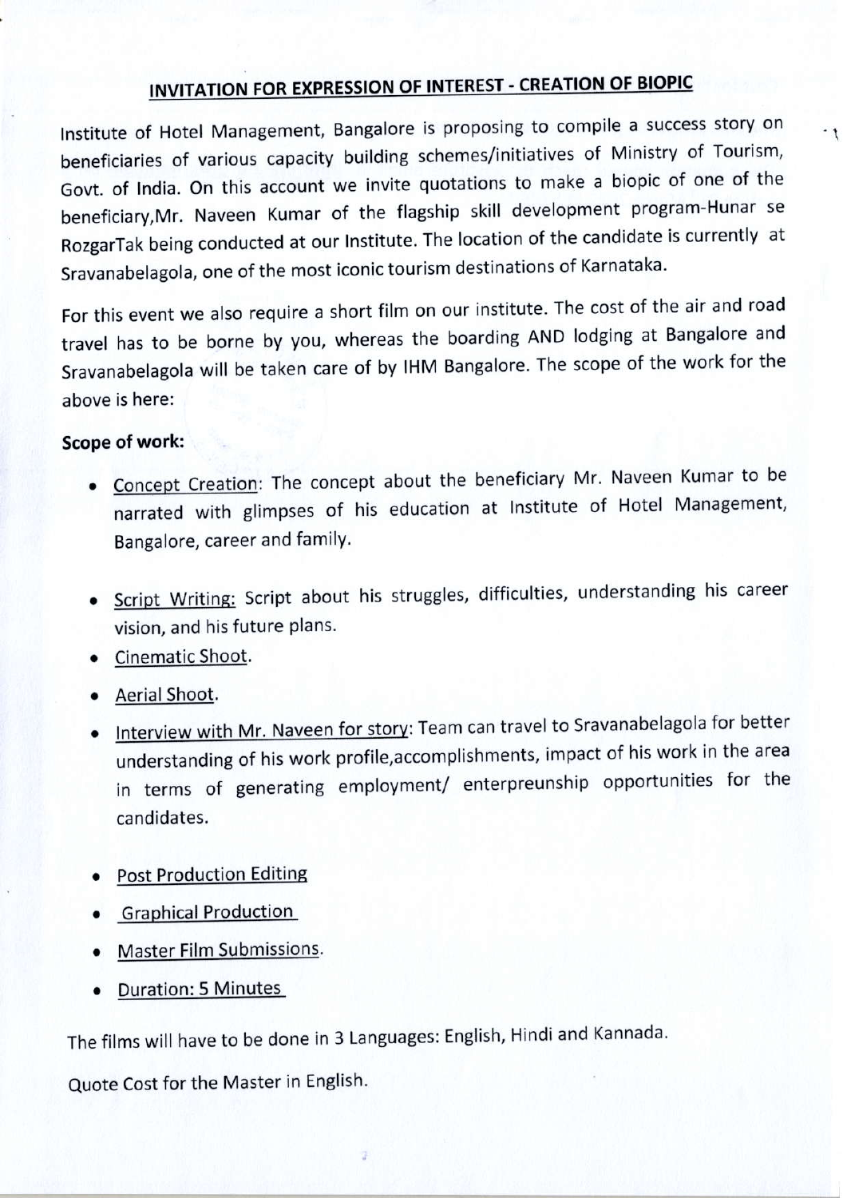## INVITATION FOR EXPRESSION OF INTEREST - CREATION OF BIOPIC

Institute of Hotel Management, Bangalore is proposing to compile a success story on beneficiaries of various capacity building schemes/initiatives of Ministry of Tourism, Govt. of India. On this account we invite quotations to make a biopic of one of the beneficiary,Mr. Naveen Kumar of the flagship skill development program-Hunar se RozgarTak being conducted at our Institute. The location of the candidate is currently at Sravanabelagola, one of the most iconic tourism destinations of Karnataka.

For this event we also require a short film on our institute. The cost of the air and road travel has to be borne by you, whereas the boarding AND lodging at Bangalore and Sravanabelagola will be taken care of by IHM Bangalore. The scope of the work for the above is here:

**Scope of work:**

- Concept Creation: The concept about the beneficiary Mr. Naveen Kumar to be narrated with glimpses of his education at Institute of Hotel Management, Bangalore, career and family.
- Script Writing: Script about his struggles, difficulties, understanding his career vision, and his future plans.
- Cinematic Shoot.
- Aerial Shoot.
- Interview with Mr. Naveen for story: Team can travel to Sravanabelagola for better understanding of his work profile,accomplishments, impact of his work in the area in terms of generating employment/ enterpreunship opportunities for the candidates.
- Post Production Editing
- Graphical Production
- Master Film Submissions.
- Duration: 5 Minutes

The films will have to be done in 3 Languages: English, Hindi and Kannada.

Quote Cost for the Master in English.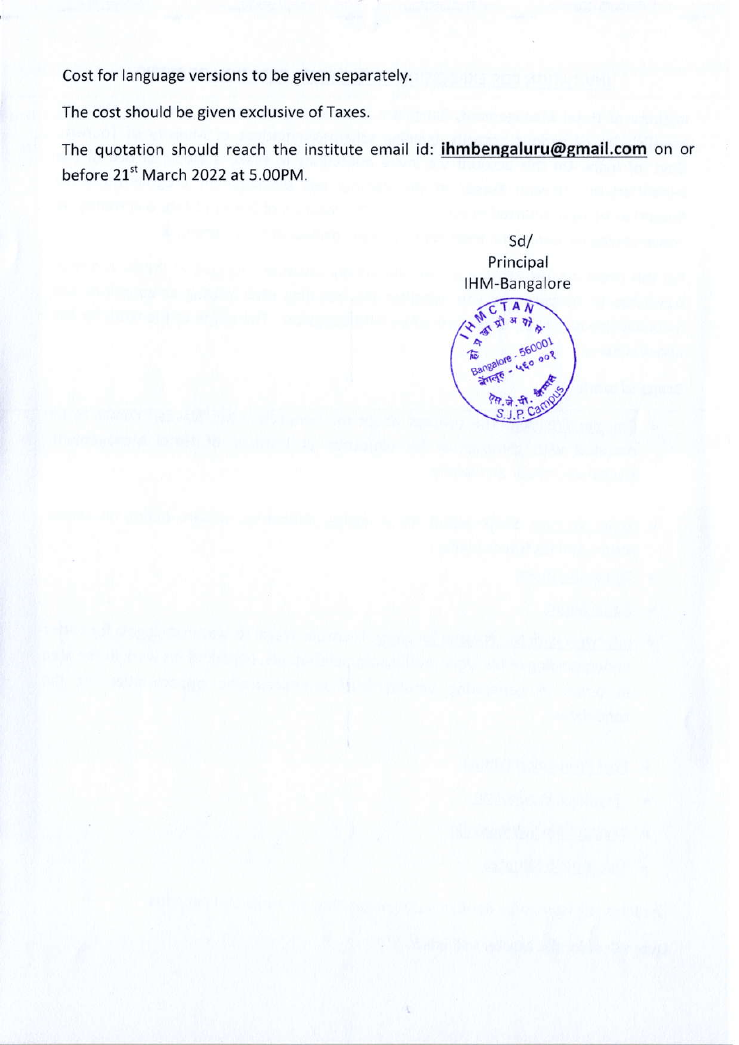Cost for language versions to be given separately.

The cost should be given exclusive of Taxes.

The quotation should reach the institute email id: **ihmbengaluru@gmail.com** on or before 21st March 2022 at 5.00PM.

Sd/
Principal
IHM-Bangalore